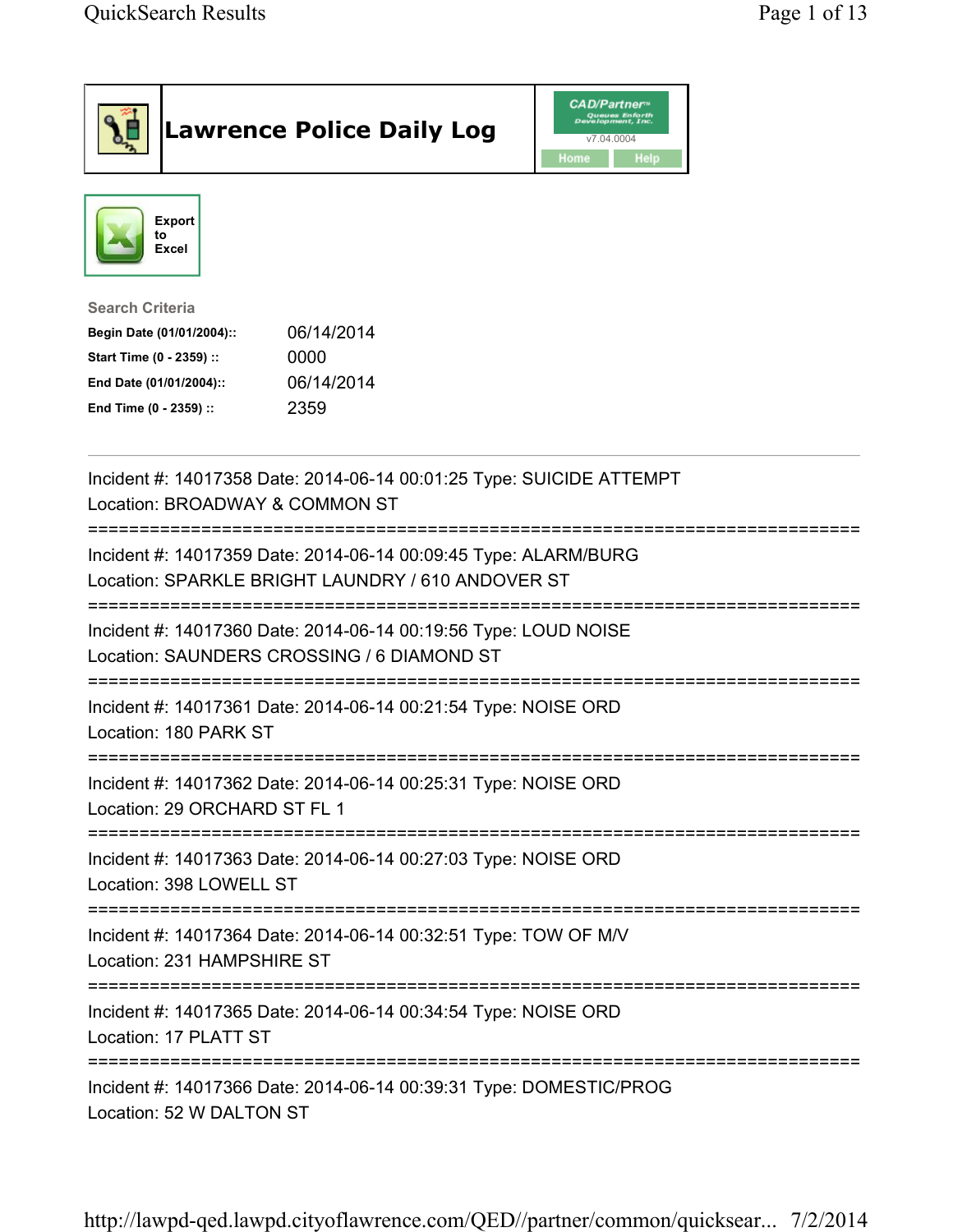# Lawrence Police Daily Log

CAD/Partner™ Queues Enforth Development, Inc.
v7.04.0004
Home Help

Export to Excel

**Search Criteria**

| | |
|---|---|
| **Begin Date (01/01/2004)::** | 06/14/2014 |
| **Start Time (0 - 2359) ::** | 0000 |
| **End Date (01/01/2004)::** | 06/14/2014 |
| **End Time (0 - 2359) ::** | 2359 |

---

Incident #: 14017358 Date: 2014-06-14 00:01:25 Type: SUICIDE ATTEMPT
Location: BROADWAY & COMMON ST

===========================================================================

Incident #: 14017359 Date: 2014-06-14 00:09:45 Type: ALARM/BURG
Location: SPARKLE BRIGHT LAUNDRY / 610 ANDOVER ST

===========================================================================

Incident #: 14017360 Date: 2014-06-14 00:19:56 Type: LOUD NOISE
Location: SAUNDERS CROSSING / 6 DIAMOND ST

===========================================================================

Incident #: 14017361 Date: 2014-06-14 00:21:54 Type: NOISE ORD
Location: 180 PARK ST

===========================================================================

Incident #: 14017362 Date: 2014-06-14 00:25:31 Type: NOISE ORD
Location: 29 ORCHARD ST FL 1

===========================================================================

Incident #: 14017363 Date: 2014-06-14 00:27:03 Type: NOISE ORD
Location: 398 LOWELL ST

===========================================================================

Incident #: 14017364 Date: 2014-06-14 00:32:51 Type: TOW OF M/V
Location: 231 HAMPSHIRE ST

===========================================================================

Incident #: 14017365 Date: 2014-06-14 00:34:54 Type: NOISE ORD
Location: 17 PLATT ST

===========================================================================

Incident #: 14017366 Date: 2014-06-14 00:39:31 Type: DOMESTIC/PROG
Location: 52 W DALTON ST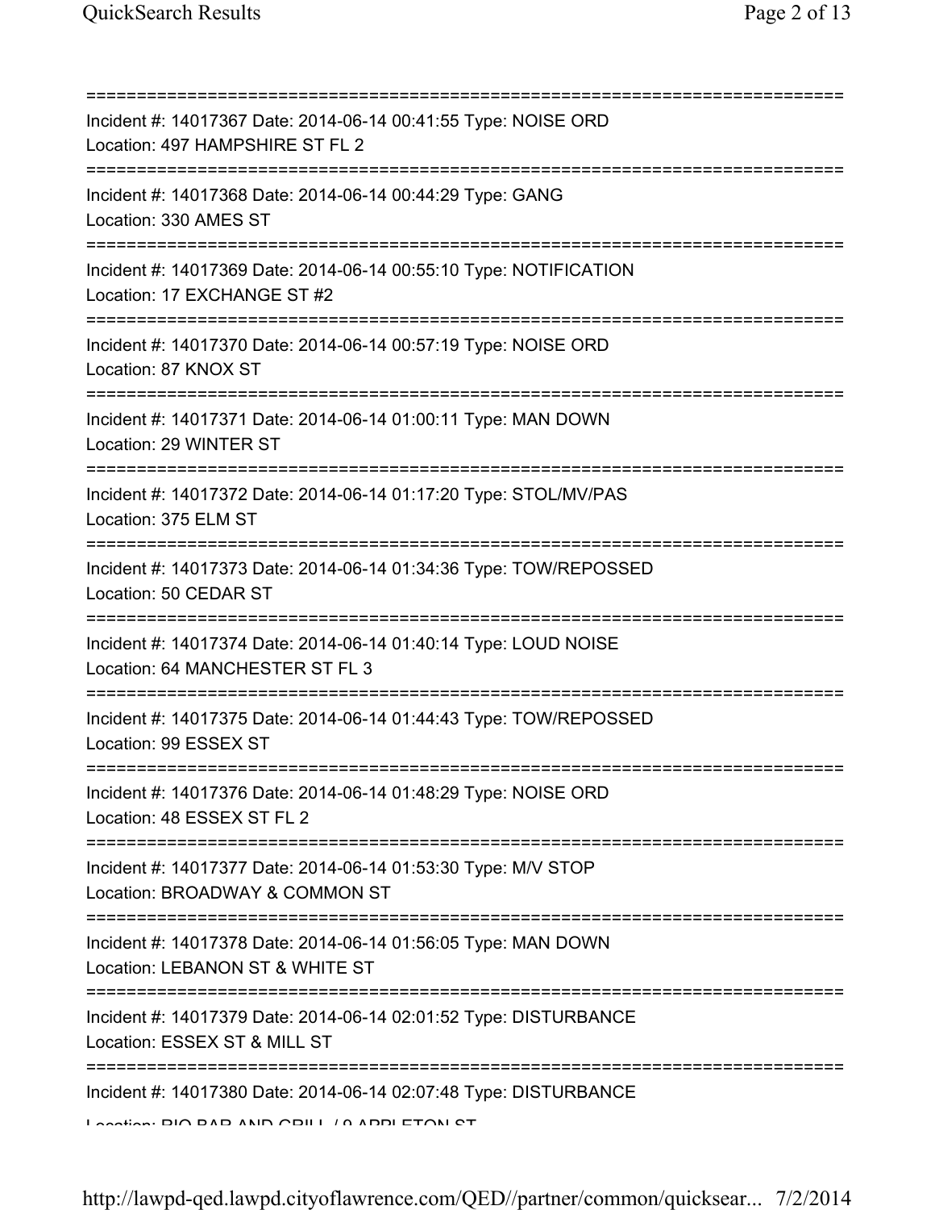Incident #: 14017367 Date: 2014-06-14 00:41:55 Type: NOISE ORD
Location: 497 HAMPSHIRE ST FL 2

Incident #: 14017368 Date: 2014-06-14 00:44:29 Type: GANG
Location: 330 AMES ST

Incident #: 14017369 Date: 2014-06-14 00:55:10 Type: NOTIFICATION
Location: 17 EXCHANGE ST #2

Incident #: 14017370 Date: 2014-06-14 00:57:19 Type: NOISE ORD
Location: 87 KNOX ST

Incident #: 14017371 Date: 2014-06-14 01:00:11 Type: MAN DOWN
Location: 29 WINTER ST

Incident #: 14017372 Date: 2014-06-14 01:17:20 Type: STOL/MV/PAS
Location: 375 ELM ST

Incident #: 14017373 Date: 2014-06-14 01:34:36 Type: TOW/REPOSSED
Location: 50 CEDAR ST

Incident #: 14017374 Date: 2014-06-14 01:40:14 Type: LOUD NOISE
Location: 64 MANCHESTER ST FL 3

Incident #: 14017375 Date: 2014-06-14 01:44:43 Type: TOW/REPOSSED
Location: 99 ESSEX ST

Incident #: 14017376 Date: 2014-06-14 01:48:29 Type: NOISE ORD
Location: 48 ESSEX ST FL 2

Incident #: 14017377 Date: 2014-06-14 01:53:30 Type: M/V STOP
Location: BROADWAY & COMMON ST

Incident #: 14017378 Date: 2014-06-14 01:56:05 Type: MAN DOWN
Location: LEBANON ST & WHITE ST

Incident #: 14017379 Date: 2014-06-14 02:01:52 Type: DISTURBANCE
Location: ESSEX ST & MILL ST

Incident #: 14017380 Date: 2014-06-14 02:07:48 Type: DISTURBANCE
Location: RIO BAR AND GRILL / 9 APPLETON ST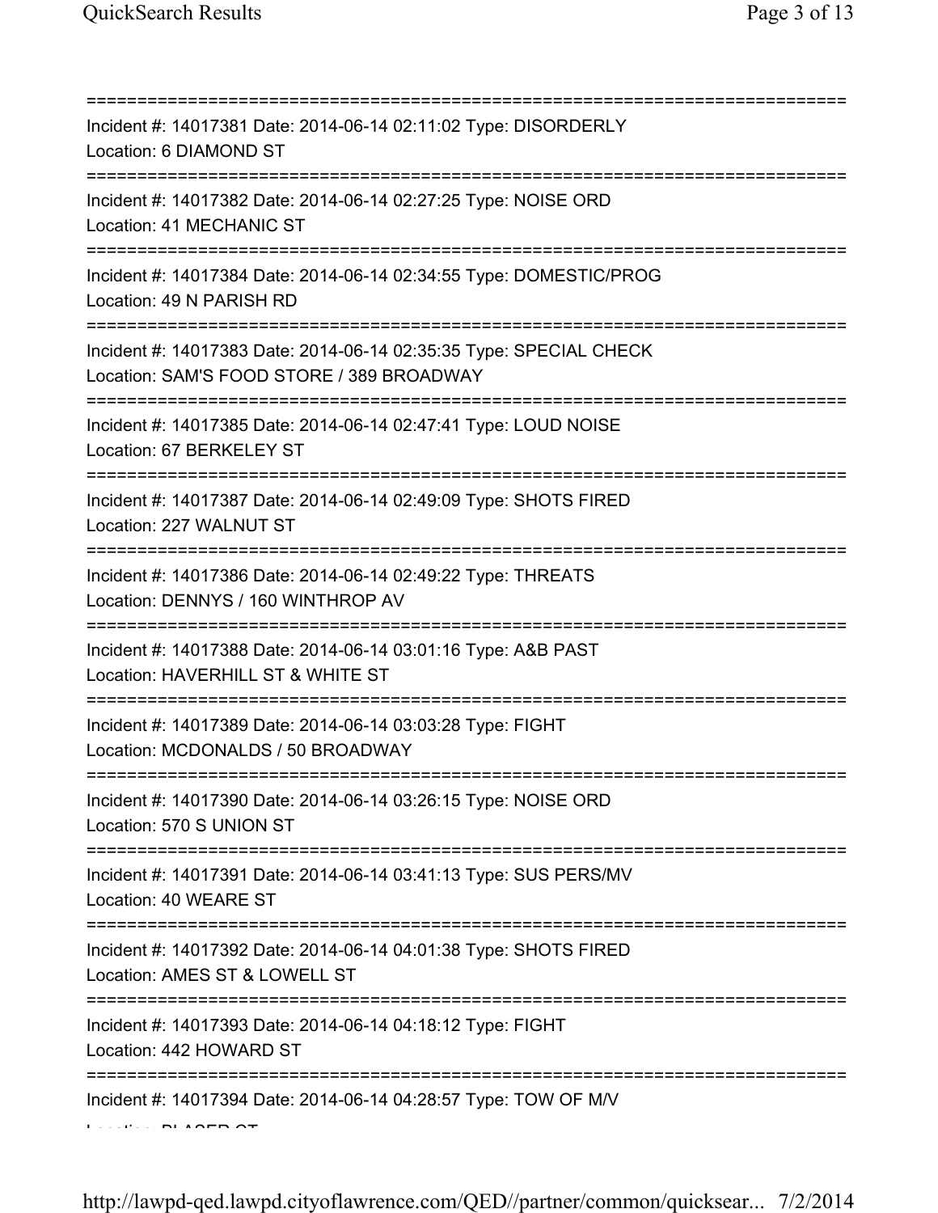===========================================================================

Incident #: 14017381 Date: 2014-06-14 02:11:02 Type: DISORDERLY
Location: 6 DIAMOND ST

===========================================================================

Incident #: 14017382 Date: 2014-06-14 02:27:25 Type: NOISE ORD
Location: 41 MECHANIC ST

===========================================================================

Incident #: 14017384 Date: 2014-06-14 02:34:55 Type: DOMESTIC/PROG
Location: 49 N PARISH RD

===========================================================================

Incident #: 14017383 Date: 2014-06-14 02:35:35 Type: SPECIAL CHECK
Location: SAM'S FOOD STORE / 389 BROADWAY

===========================================================================

Incident #: 14017385 Date: 2014-06-14 02:47:41 Type: LOUD NOISE
Location: 67 BERKELEY ST

===========================================================================

Incident #: 14017387 Date: 2014-06-14 02:49:09 Type: SHOTS FIRED
Location: 227 WALNUT ST

===========================================================================

Incident #: 14017386 Date: 2014-06-14 02:49:22 Type: THREATS
Location: DENNYS / 160 WINTHROP AV

===========================================================================

Incident #: 14017388 Date: 2014-06-14 03:01:16 Type: A&B PAST
Location: HAVERHILL ST & WHITE ST

===========================================================================

Incident #: 14017389 Date: 2014-06-14 03:03:28 Type: FIGHT
Location: MCDONALDS / 50 BROADWAY

===========================================================================

Incident #: 14017390 Date: 2014-06-14 03:26:15 Type: NOISE ORD
Location: 570 S UNION ST

===========================================================================

Incident #: 14017391 Date: 2014-06-14 03:41:13 Type: SUS PERS/MV
Location: 40 WEARE ST

===========================================================================

Incident #: 14017392 Date: 2014-06-14 04:01:38 Type: SHOTS FIRED
Location: AMES ST & LOWELL ST

===========================================================================

Incident #: 14017393 Date: 2014-06-14 04:18:12 Type: FIGHT
Location: 442 HOWARD ST

===========================================================================

Incident #: 14017394 Date: 2014-06-14 04:28:57 Type: TOW OF M/V
Location: PLASER CT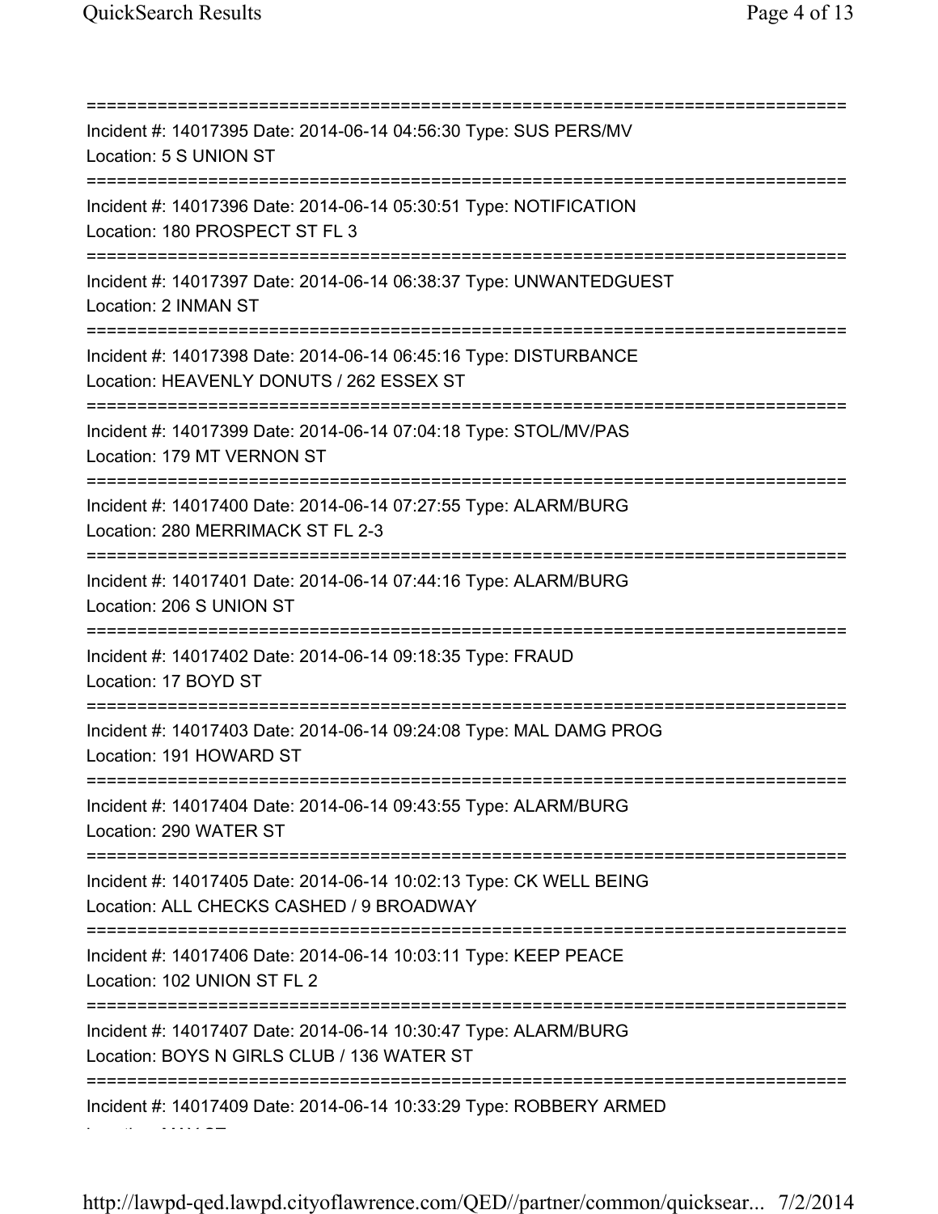===========================================================================
Incident #: 14017395 Date: 2014-06-14 04:56:30 Type: SUS PERS/MV
Location: 5 S UNION ST
===========================================================================
Incident #: 14017396 Date: 2014-06-14 05:30:51 Type: NOTIFICATION
Location: 180 PROSPECT ST FL 3
===========================================================================
Incident #: 14017397 Date: 2014-06-14 06:38:37 Type: UNWANTEDGUEST
Location: 2 INMAN ST
===========================================================================
Incident #: 14017398 Date: 2014-06-14 06:45:16 Type: DISTURBANCE
Location: HEAVENLY DONUTS / 262 ESSEX ST
===========================================================================
Incident #: 14017399 Date: 2014-06-14 07:04:18 Type: STOL/MV/PAS
Location: 179 MT VERNON ST
===========================================================================
Incident #: 14017400 Date: 2014-06-14 07:27:55 Type: ALARM/BURG
Location: 280 MERRIMACK ST FL 2-3
===========================================================================
Incident #: 14017401 Date: 2014-06-14 07:44:16 Type: ALARM/BURG
Location: 206 S UNION ST
===========================================================================
Incident #: 14017402 Date: 2014-06-14 09:18:35 Type: FRAUD
Location: 17 BOYD ST
===========================================================================
Incident #: 14017403 Date: 2014-06-14 09:24:08 Type: MAL DAMG PROG
Location: 191 HOWARD ST
===========================================================================
Incident #: 14017404 Date: 2014-06-14 09:43:55 Type: ALARM/BURG
Location: 290 WATER ST
===========================================================================
Incident #: 14017405 Date: 2014-06-14 10:02:13 Type: CK WELL BEING
Location: ALL CHECKS CASHED / 9 BROADWAY
===========================================================================
Incident #: 14017406 Date: 2014-06-14 10:03:11 Type: KEEP PEACE
Location: 102 UNION ST FL 2
===========================================================================
Incident #: 14017407 Date: 2014-06-14 10:30:47 Type: ALARM/BURG
Location: BOYS N GIRLS CLUB / 136 WATER ST
===========================================================================
Incident #: 14017409 Date: 2014-06-14 10:33:29 Type: ROBBERY ARMED
Location: MAY ST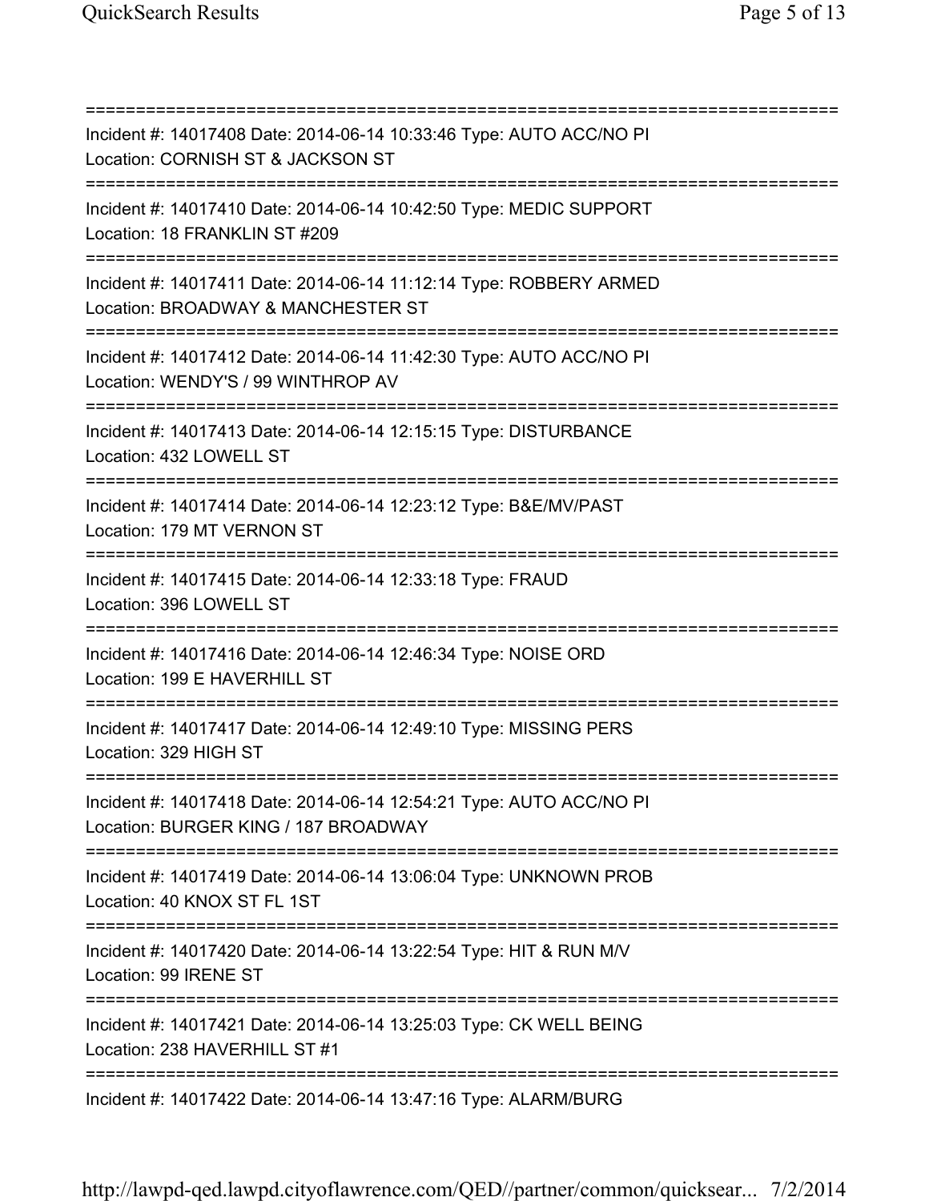===========================================================================
Incident #: 14017408 Date: 2014-06-14 10:33:46 Type: AUTO ACC/NO PI
Location: CORNISH ST & JACKSON ST
===========================================================================
Incident #: 14017410 Date: 2014-06-14 10:42:50 Type: MEDIC SUPPORT
Location: 18 FRANKLIN ST #209
===========================================================================
Incident #: 14017411 Date: 2014-06-14 11:12:14 Type: ROBBERY ARMED
Location: BROADWAY & MANCHESTER ST
===========================================================================
Incident #: 14017412 Date: 2014-06-14 11:42:30 Type: AUTO ACC/NO PI
Location: WENDY'S / 99 WINTHROP AV
===========================================================================
Incident #: 14017413 Date: 2014-06-14 12:15:15 Type: DISTURBANCE
Location: 432 LOWELL ST
===========================================================================
Incident #: 14017414 Date: 2014-06-14 12:23:12 Type: B&E/MV/PAST
Location: 179 MT VERNON ST
===========================================================================
Incident #: 14017415 Date: 2014-06-14 12:33:18 Type: FRAUD
Location: 396 LOWELL ST
===========================================================================
Incident #: 14017416 Date: 2014-06-14 12:46:34 Type: NOISE ORD
Location: 199 E HAVERHILL ST
===========================================================================
Incident #: 14017417 Date: 2014-06-14 12:49:10 Type: MISSING PERS
Location: 329 HIGH ST
===========================================================================
Incident #: 14017418 Date: 2014-06-14 12:54:21 Type: AUTO ACC/NO PI
Location: BURGER KING / 187 BROADWAY
===========================================================================
Incident #: 14017419 Date: 2014-06-14 13:06:04 Type: UNKNOWN PROB
Location: 40 KNOX ST FL 1ST
===========================================================================
Incident #: 14017420 Date: 2014-06-14 13:22:54 Type: HIT & RUN M/V
Location: 99 IRENE ST
===========================================================================
Incident #: 14017421 Date: 2014-06-14 13:25:03 Type: CK WELL BEING
Location: 238 HAVERHILL ST #1
===========================================================================
Incident #: 14017422 Date: 2014-06-14 13:47:16 Type: ALARM/BURG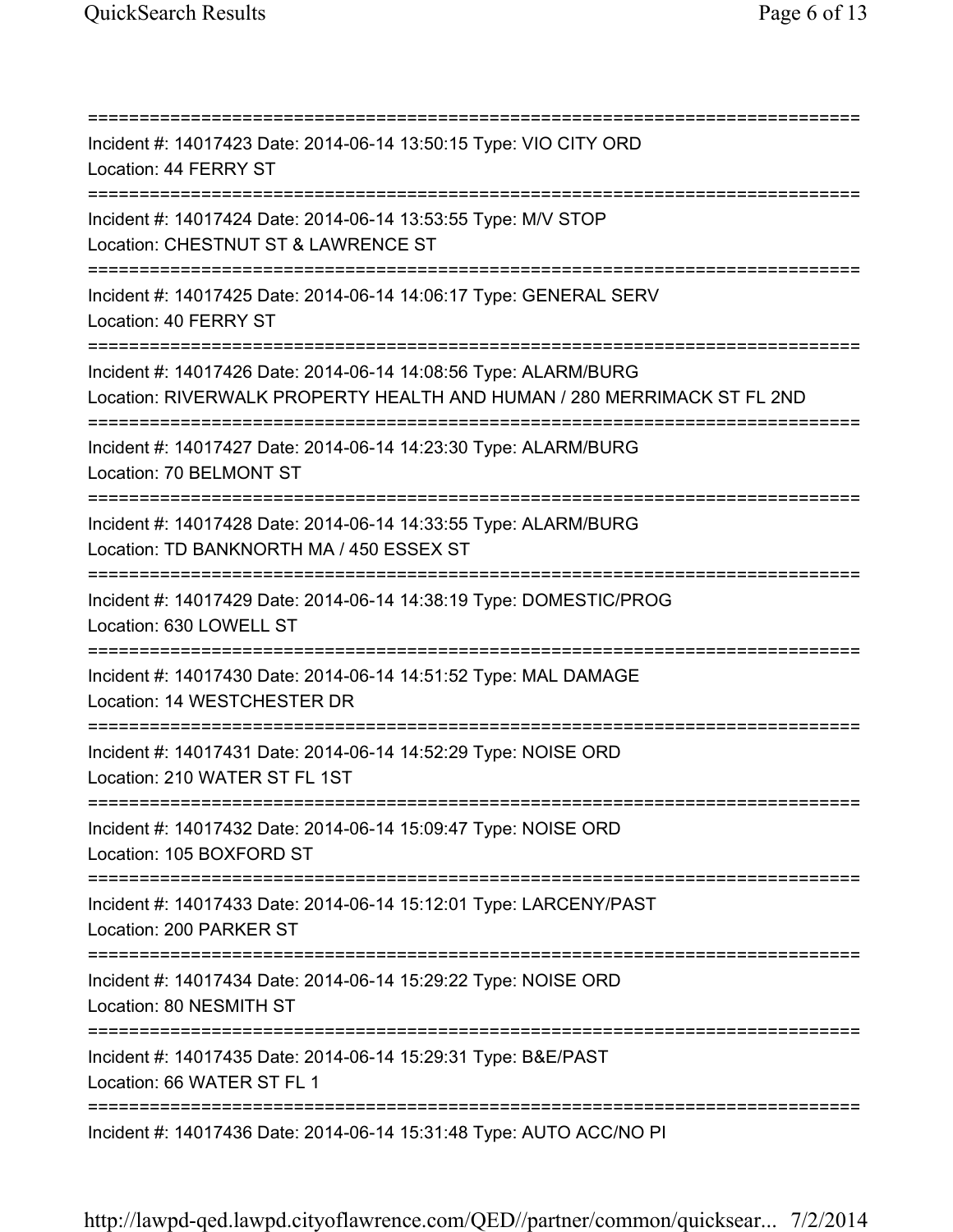===========================================================================
Incident #: 14017423 Date: 2014-06-14 13:50:15 Type: VIO CITY ORD
Location: 44 FERRY ST
===========================================================================
Incident #: 14017424 Date: 2014-06-14 13:53:55 Type: M/V STOP
Location: CHESTNUT ST & LAWRENCE ST
===========================================================================
Incident #: 14017425 Date: 2014-06-14 14:06:17 Type: GENERAL SERV
Location: 40 FERRY ST
===========================================================================
Incident #: 14017426 Date: 2014-06-14 14:08:56 Type: ALARM/BURG
Location: RIVERWALK PROPERTY HEALTH AND HUMAN / 280 MERRIMACK ST FL 2ND
===========================================================================
Incident #: 14017427 Date: 2014-06-14 14:23:30 Type: ALARM/BURG
Location: 70 BELMONT ST
===========================================================================
Incident #: 14017428 Date: 2014-06-14 14:33:55 Type: ALARM/BURG
Location: TD BANKNORTH MA / 450 ESSEX ST
===========================================================================
Incident #: 14017429 Date: 2014-06-14 14:38:19 Type: DOMESTIC/PROG
Location: 630 LOWELL ST
===========================================================================
Incident #: 14017430 Date: 2014-06-14 14:51:52 Type: MAL DAMAGE
Location: 14 WESTCHESTER DR
===========================================================================
Incident #: 14017431 Date: 2014-06-14 14:52:29 Type: NOISE ORD
Location: 210 WATER ST FL 1ST
===========================================================================
Incident #: 14017432 Date: 2014-06-14 15:09:47 Type: NOISE ORD
Location: 105 BOXFORD ST
===========================================================================
Incident #: 14017433 Date: 2014-06-14 15:12:01 Type: LARCENY/PAST
Location: 200 PARKER ST
===========================================================================
Incident #: 14017434 Date: 2014-06-14 15:29:22 Type: NOISE ORD
Location: 80 NESMITH ST
===========================================================================
Incident #: 14017435 Date: 2014-06-14 15:29:31 Type: B&E/PAST
Location: 66 WATER ST FL 1
===========================================================================
Incident #: 14017436 Date: 2014-06-14 15:31:48 Type: AUTO ACC/NO PI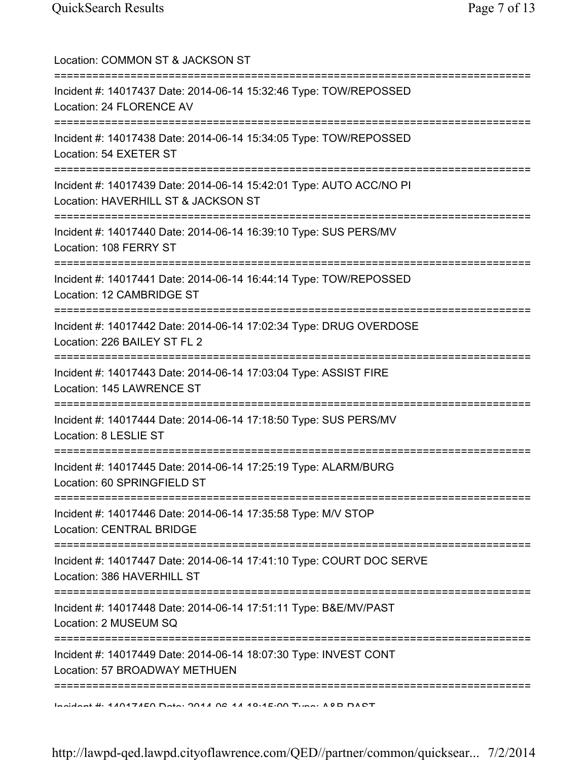Location: COMMON ST & JACKSON ST

===========================================================================

Incident #: 14017437 Date: 2014-06-14 15:32:46 Type: TOW/REPOSSED
Location: 24 FLORENCE AV

===========================================================================

Incident #: 14017438 Date: 2014-06-14 15:34:05 Type: TOW/REPOSSED
Location: 54 EXETER ST

===========================================================================

Incident #: 14017439 Date: 2014-06-14 15:42:01 Type: AUTO ACC/NO PI
Location: HAVERHILL ST & JACKSON ST

===========================================================================

Incident #: 14017440 Date: 2014-06-14 16:39:10 Type: SUS PERS/MV
Location: 108 FERRY ST

===========================================================================

Incident #: 14017441 Date: 2014-06-14 16:44:14 Type: TOW/REPOSSED
Location: 12 CAMBRIDGE ST

===========================================================================

Incident #: 14017442 Date: 2014-06-14 17:02:34 Type: DRUG OVERDOSE
Location: 226 BAILEY ST FL 2

===========================================================================

Incident #: 14017443 Date: 2014-06-14 17:03:04 Type: ASSIST FIRE
Location: 145 LAWRENCE ST

===========================================================================

Incident #: 14017444 Date: 2014-06-14 17:18:50 Type: SUS PERS/MV
Location: 8 LESLIE ST

===========================================================================

Incident #: 14017445 Date: 2014-06-14 17:25:19 Type: ALARM/BURG
Location: 60 SPRINGFIELD ST

===========================================================================

Incident #: 14017446 Date: 2014-06-14 17:35:58 Type: M/V STOP
Location: CENTRAL BRIDGE

===========================================================================

Incident #: 14017447 Date: 2014-06-14 17:41:10 Type: COURT DOC SERVE
Location: 386 HAVERHILL ST

===========================================================================

Incident #: 14017448 Date: 2014-06-14 17:51:11 Type: B&E/MV/PAST
Location: 2 MUSEUM SQ

===========================================================================

Incident #: 14017449 Date: 2014-06-14 18:07:30 Type: INVEST CONT
Location: 57 BROADWAY METHUEN

===========================================================================

Incident #: 14017450 Date: 2014-06-14 18:15:00 Type: A&B PAST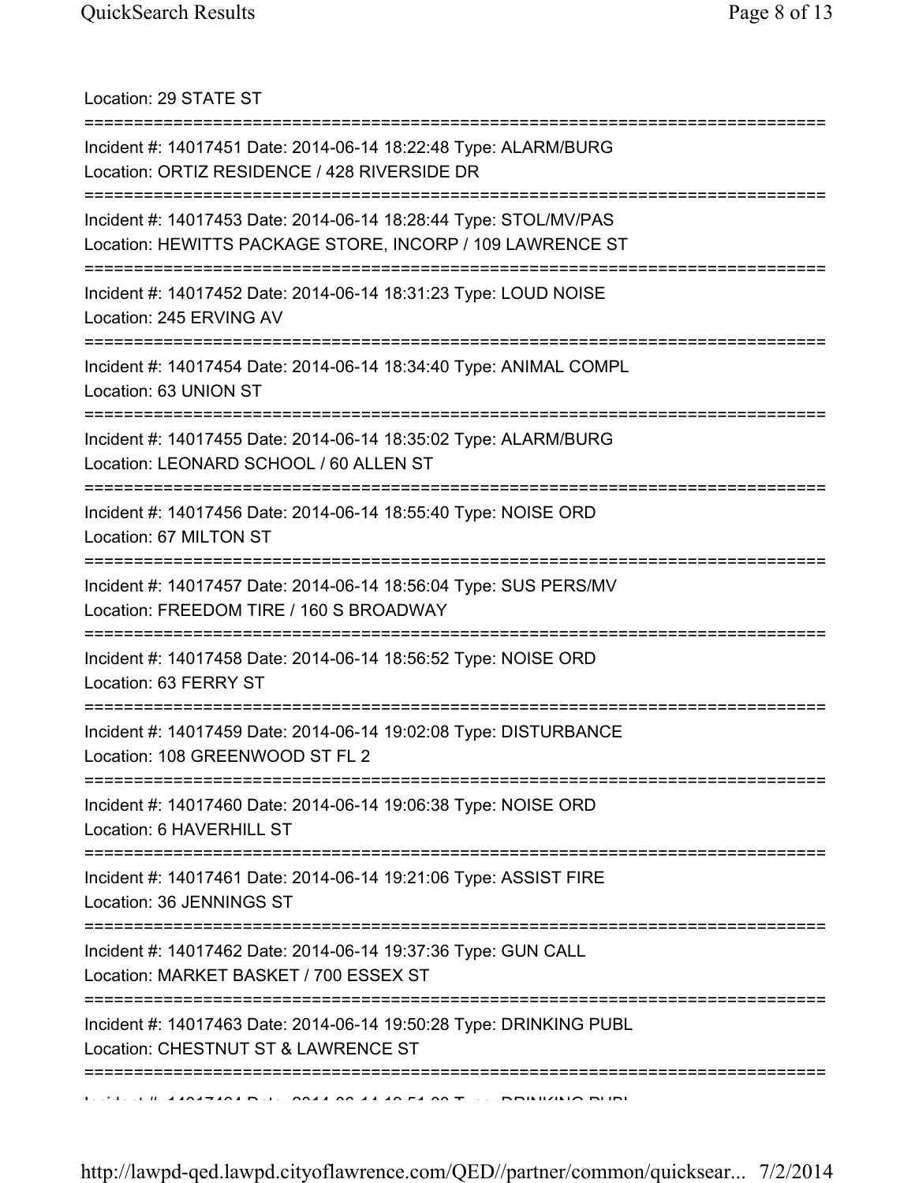Location: 29 STATE ST

===========================================================================

Incident #: 14017451 Date: 2014-06-14 18:22:48 Type: ALARM/BURG
Location: ORTIZ RESIDENCE / 428 RIVERSIDE DR

===========================================================================

Incident #: 14017453 Date: 2014-06-14 18:28:44 Type: STOL/MV/PAS
Location: HEWITTS PACKAGE STORE, INCORP / 109 LAWRENCE ST

===========================================================================

Incident #: 14017452 Date: 2014-06-14 18:31:23 Type: LOUD NOISE
Location: 245 ERVING AV

===========================================================================

Incident #: 14017454 Date: 2014-06-14 18:34:40 Type: ANIMAL COMPL
Location: 63 UNION ST

===========================================================================

Incident #: 14017455 Date: 2014-06-14 18:35:02 Type: ALARM/BURG
Location: LEONARD SCHOOL / 60 ALLEN ST

===========================================================================

Incident #: 14017456 Date: 2014-06-14 18:55:40 Type: NOISE ORD
Location: 67 MILTON ST

===========================================================================

Incident #: 14017457 Date: 2014-06-14 18:56:04 Type: SUS PERS/MV
Location: FREEDOM TIRE / 160 S BROADWAY

===========================================================================

Incident #: 14017458 Date: 2014-06-14 18:56:52 Type: NOISE ORD
Location: 63 FERRY ST

===========================================================================

Incident #: 14017459 Date: 2014-06-14 19:02:08 Type: DISTURBANCE
Location: 108 GREENWOOD ST FL 2

===========================================================================

Incident #: 14017460 Date: 2014-06-14 19:06:38 Type: NOISE ORD
Location: 6 HAVERHILL ST

===========================================================================

Incident #: 14017461 Date: 2014-06-14 19:21:06 Type: ASSIST FIRE
Location: 36 JENNINGS ST

===========================================================================

Incident #: 14017462 Date: 2014-06-14 19:37:36 Type: GUN CALL
Location: MARKET BASKET / 700 ESSEX ST

===========================================================================

Incident #: 14017463 Date: 2014-06-14 19:50:28 Type: DRINKING PUBL
Location: CHESTNUT ST & LAWRENCE ST

===========================================================================

Incident #: 14017464 Date: 2014-06-14 19:51:08 Type: DRINKING PUBL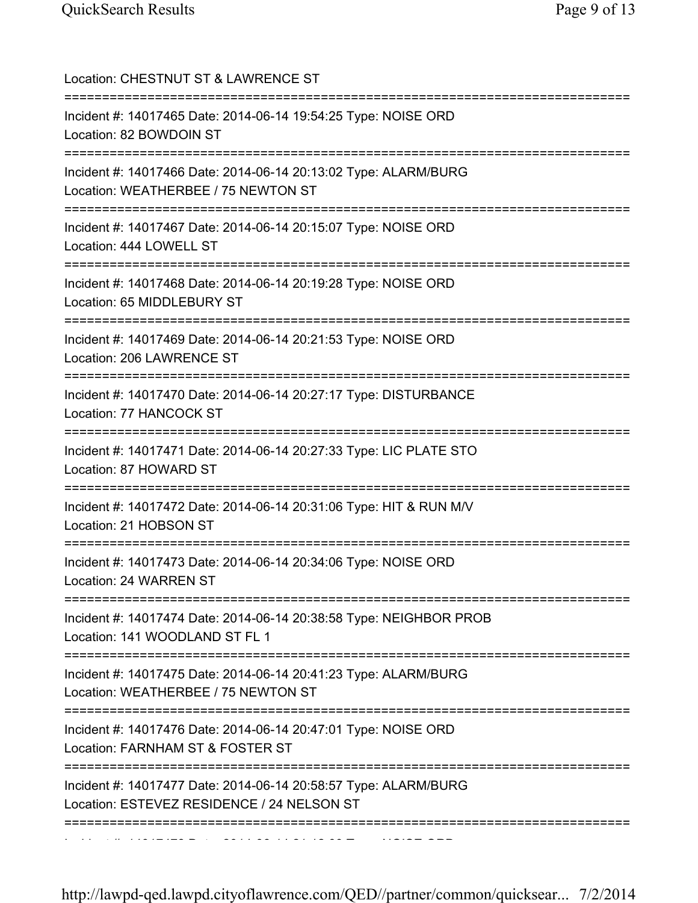Location: CHESTNUT ST & LAWRENCE ST

===========================================================================

Incident #: 14017465 Date: 2014-06-14 19:54:25 Type: NOISE ORD
Location: 82 BOWDOIN ST

===========================================================================

Incident #: 14017466 Date: 2014-06-14 20:13:02 Type: ALARM/BURG
Location: WEATHERBEE / 75 NEWTON ST

===========================================================================

Incident #: 14017467 Date: 2014-06-14 20:15:07 Type: NOISE ORD
Location: 444 LOWELL ST

===========================================================================

Incident #: 14017468 Date: 2014-06-14 20:19:28 Type: NOISE ORD
Location: 65 MIDDLEBURY ST

===========================================================================

Incident #: 14017469 Date: 2014-06-14 20:21:53 Type: NOISE ORD
Location: 206 LAWRENCE ST

===========================================================================

Incident #: 14017470 Date: 2014-06-14 20:27:17 Type: DISTURBANCE
Location: 77 HANCOCK ST

===========================================================================

Incident #: 14017471 Date: 2014-06-14 20:27:33 Type: LIC PLATE STO
Location: 87 HOWARD ST

===========================================================================

Incident #: 14017472 Date: 2014-06-14 20:31:06 Type: HIT & RUN M/V
Location: 21 HOBSON ST

===========================================================================

Incident #: 14017473 Date: 2014-06-14 20:34:06 Type: NOISE ORD
Location: 24 WARREN ST

===========================================================================

Incident #: 14017474 Date: 2014-06-14 20:38:58 Type: NEIGHBOR PROB
Location: 141 WOODLAND ST FL 1

===========================================================================

Incident #: 14017475 Date: 2014-06-14 20:41:23 Type: ALARM/BURG
Location: WEATHERBEE / 75 NEWTON ST

===========================================================================

Incident #: 14017476 Date: 2014-06-14 20:47:01 Type: NOISE ORD
Location: FARNHAM ST & FOSTER ST

===========================================================================

Incident #: 14017477 Date: 2014-06-14 20:58:57 Type: ALARM/BURG
Location: ESTEVEZ RESIDENCE / 24 NELSON ST

===========================================================================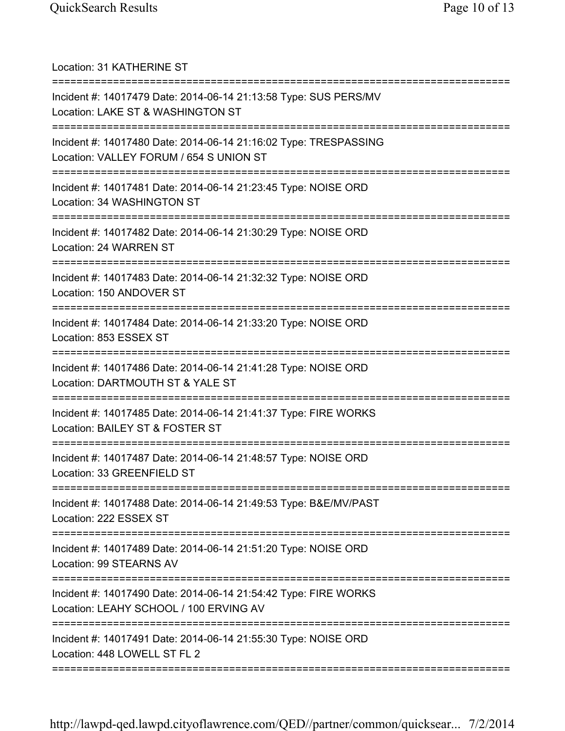Location: 31 KATHERINE ST

===========================================================================

Incident #: 14017479 Date: 2014-06-14 21:13:58 Type: SUS PERS/MV
Location: LAKE ST & WASHINGTON ST

===========================================================================

Incident #: 14017480 Date: 2014-06-14 21:16:02 Type: TRESPASSING
Location: VALLEY FORUM / 654 S UNION ST

===========================================================================

Incident #: 14017481 Date: 2014-06-14 21:23:45 Type: NOISE ORD
Location: 34 WASHINGTON ST

===========================================================================

Incident #: 14017482 Date: 2014-06-14 21:30:29 Type: NOISE ORD
Location: 24 WARREN ST

===========================================================================

Incident #: 14017483 Date: 2014-06-14 21:32:32 Type: NOISE ORD
Location: 150 ANDOVER ST

===========================================================================

Incident #: 14017484 Date: 2014-06-14 21:33:20 Type: NOISE ORD
Location: 853 ESSEX ST

===========================================================================

Incident #: 14017486 Date: 2014-06-14 21:41:28 Type: NOISE ORD
Location: DARTMOUTH ST & YALE ST

===========================================================================

Incident #: 14017485 Date: 2014-06-14 21:41:37 Type: FIRE WORKS
Location: BAILEY ST & FOSTER ST

===========================================================================

Incident #: 14017487 Date: 2014-06-14 21:48:57 Type: NOISE ORD
Location: 33 GREENFIELD ST

===========================================================================

Incident #: 14017488 Date: 2014-06-14 21:49:53 Type: B&E/MV/PAST
Location: 222 ESSEX ST

===========================================================================

Incident #: 14017489 Date: 2014-06-14 21:51:20 Type: NOISE ORD
Location: 99 STEARNS AV

===========================================================================

Incident #: 14017490 Date: 2014-06-14 21:54:42 Type: FIRE WORKS
Location: LEAHY SCHOOL / 100 ERVING AV

===========================================================================

Incident #: 14017491 Date: 2014-06-14 21:55:30 Type: NOISE ORD
Location: 448 LOWELL ST FL 2

===========================================================================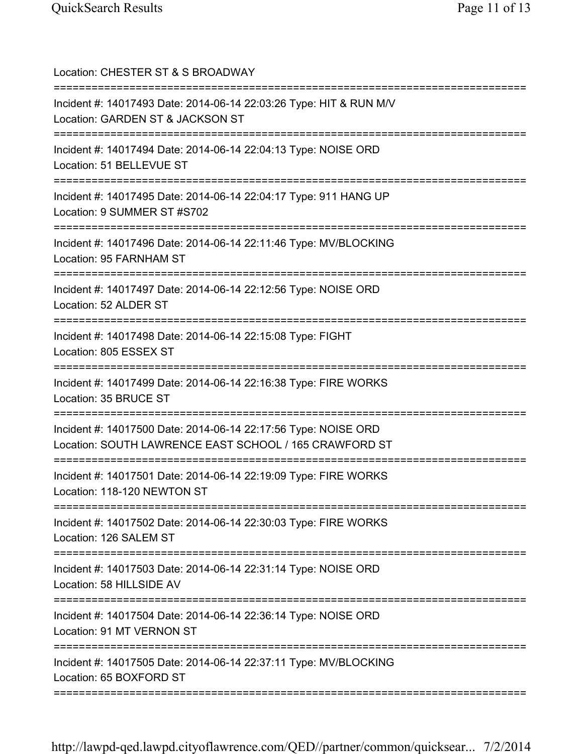Location: CHESTER ST & S BROADWAY

===========================================================================

Incident #: 14017493 Date: 2014-06-14 22:03:26 Type: HIT & RUN M/V
Location: GARDEN ST & JACKSON ST

===========================================================================

Incident #: 14017494 Date: 2014-06-14 22:04:13 Type: NOISE ORD
Location: 51 BELLEVUE ST

===========================================================================

Incident #: 14017495 Date: 2014-06-14 22:04:17 Type: 911 HANG UP
Location: 9 SUMMER ST #S702

===========================================================================

Incident #: 14017496 Date: 2014-06-14 22:11:46 Type: MV/BLOCKING
Location: 95 FARNHAM ST

===========================================================================

Incident #: 14017497 Date: 2014-06-14 22:12:56 Type: NOISE ORD
Location: 52 ALDER ST

===========================================================================

Incident #: 14017498 Date: 2014-06-14 22:15:08 Type: FIGHT
Location: 805 ESSEX ST

===========================================================================

Incident #: 14017499 Date: 2014-06-14 22:16:38 Type: FIRE WORKS
Location: 35 BRUCE ST

===========================================================================

Incident #: 14017500 Date: 2014-06-14 22:17:56 Type: NOISE ORD
Location: SOUTH LAWRENCE EAST SCHOOL / 165 CRAWFORD ST

===========================================================================

Incident #: 14017501 Date: 2014-06-14 22:19:09 Type: FIRE WORKS
Location: 118-120 NEWTON ST

===========================================================================

Incident #: 14017502 Date: 2014-06-14 22:30:03 Type: FIRE WORKS
Location: 126 SALEM ST

===========================================================================

Incident #: 14017503 Date: 2014-06-14 22:31:14 Type: NOISE ORD
Location: 58 HILLSIDE AV

===========================================================================

Incident #: 14017504 Date: 2014-06-14 22:36:14 Type: NOISE ORD
Location: 91 MT VERNON ST

===========================================================================

Incident #: 14017505 Date: 2014-06-14 22:37:11 Type: MV/BLOCKING
Location: 65 BOXFORD ST

===========================================================================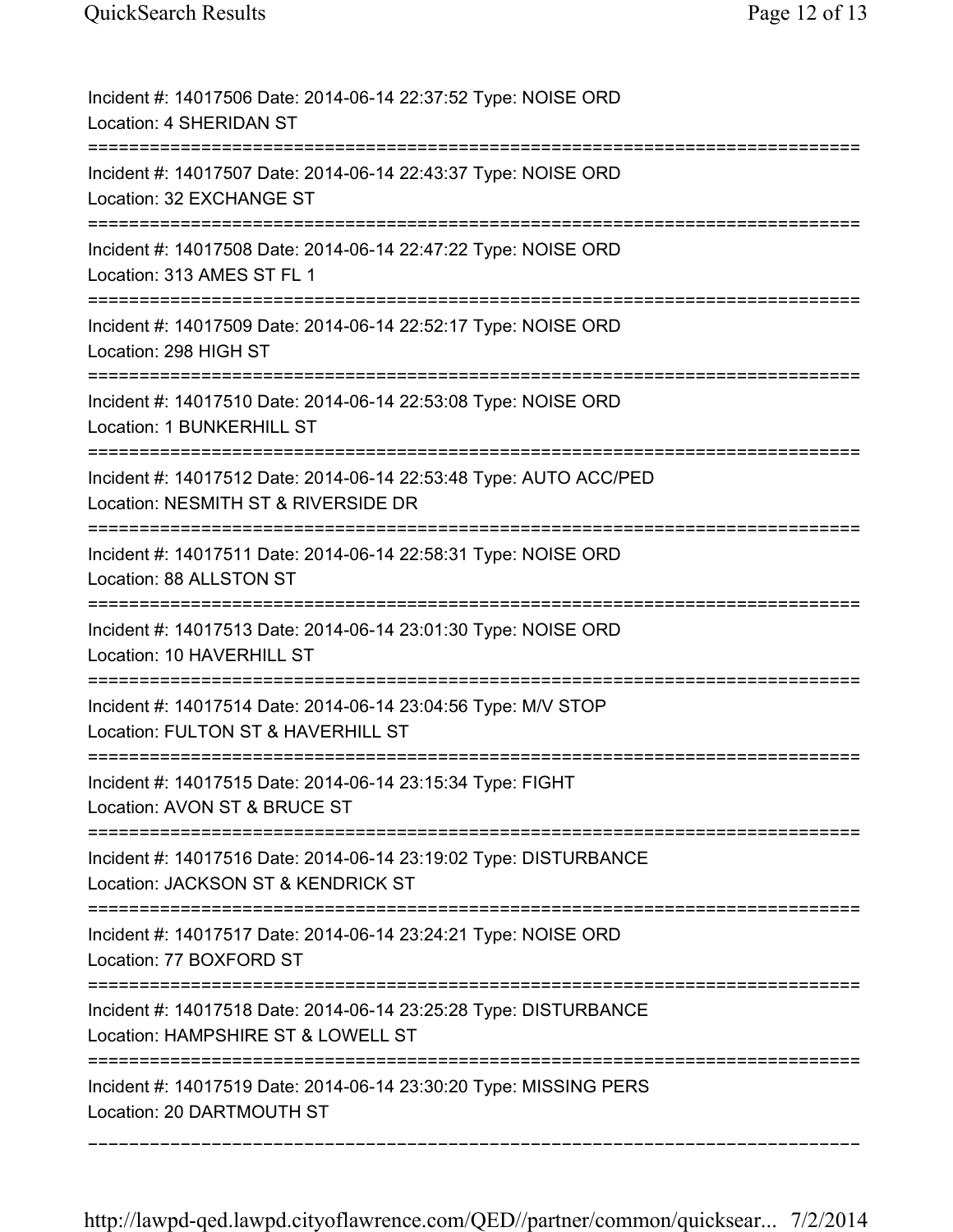Incident #: 14017506 Date: 2014-06-14 22:37:52 Type: NOISE ORD
Location: 4 SHERIDAN ST

===========================================================================

Incident #: 14017507 Date: 2014-06-14 22:43:37 Type: NOISE ORD
Location: 32 EXCHANGE ST

===========================================================================

Incident #: 14017508 Date: 2014-06-14 22:47:22 Type: NOISE ORD
Location: 313 AMES ST FL 1

===========================================================================

Incident #: 14017509 Date: 2014-06-14 22:52:17 Type: NOISE ORD
Location: 298 HIGH ST

===========================================================================

Incident #: 14017510 Date: 2014-06-14 22:53:08 Type: NOISE ORD
Location: 1 BUNKERHILL ST

===========================================================================

Incident #: 14017512 Date: 2014-06-14 22:53:48 Type: AUTO ACC/PED
Location: NESMITH ST & RIVERSIDE DR

===========================================================================

Incident #: 14017511 Date: 2014-06-14 22:58:31 Type: NOISE ORD
Location: 88 ALLSTON ST

===========================================================================

Incident #: 14017513 Date: 2014-06-14 23:01:30 Type: NOISE ORD
Location: 10 HAVERHILL ST

===========================================================================

Incident #: 14017514 Date: 2014-06-14 23:04:56 Type: M/V STOP
Location: FULTON ST & HAVERHILL ST

===========================================================================

Incident #: 14017515 Date: 2014-06-14 23:15:34 Type: FIGHT
Location: AVON ST & BRUCE ST

===========================================================================

Incident #: 14017516 Date: 2014-06-14 23:19:02 Type: DISTURBANCE
Location: JACKSON ST & KENDRICK ST

===========================================================================

Incident #: 14017517 Date: 2014-06-14 23:24:21 Type: NOISE ORD
Location: 77 BOXFORD ST

===========================================================================

Incident #: 14017518 Date: 2014-06-14 23:25:28 Type: DISTURBANCE
Location: HAMPSHIRE ST & LOWELL ST

===========================================================================

Incident #: 14017519 Date: 2014-06-14 23:30:20 Type: MISSING PERS
Location: 20 DARTMOUTH ST

---------------------------------------------------------------------------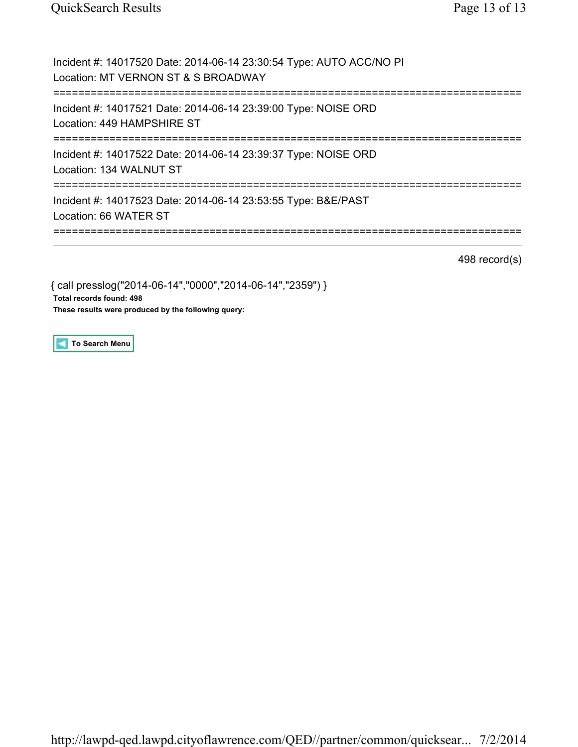Incident #: 14017520 Date: 2014-06-14 23:30:54 Type: AUTO ACC/NO PI
Location: MT VERNON ST & S BROADWAY

===========================================================================

Incident #: 14017521 Date: 2014-06-14 23:39:00 Type: NOISE ORD
Location: 449 HAMPSHIRE ST

===========================================================================

Incident #: 14017522 Date: 2014-06-14 23:39:37 Type: NOISE ORD
Location: 134 WALNUT ST

===========================================================================

Incident #: 14017523 Date: 2014-06-14 23:53:55 Type: B&E/PAST
Location: 66 WATER ST

===========================================================================

498 record(s)

{ call presslog("2014-06-14","0000","2014-06-14","2359") }

**Total records found: 498**

**These results were produced by the following query:**

**To Search Menu**